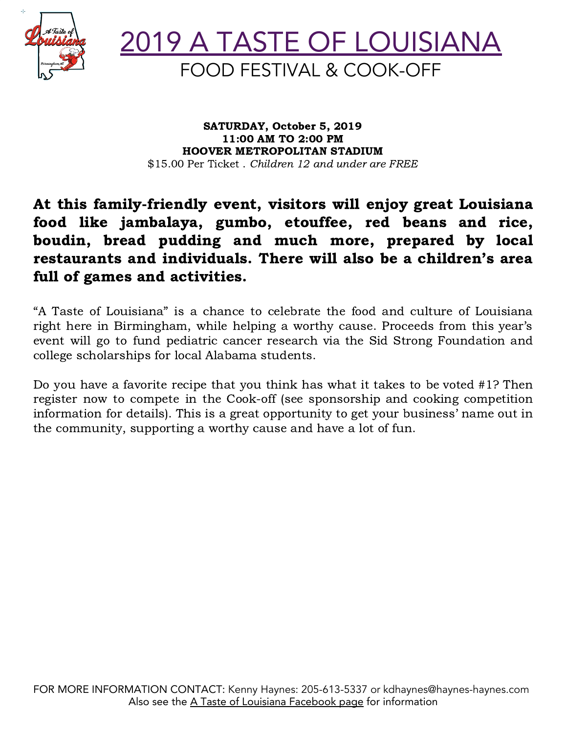# 2019 A TASTE OF LOUISIANA

## FOOD FESTIVAL & COOK-OFF

**SATURDAY, October 5, 2019**
**11:00 AM TO 2:00 PM**
**HOOVER METROPOLITAN STADIUM**
$15.00 Per Ticket . *Children 12 and under are FREE*

**At this family-friendly event, visitors will enjoy great Louisiana food like jambalaya, gumbo, etouffee, red beans and rice, boudin, bread pudding and much more, prepared by local restaurants and individuals. There will also be a children's area full of games and activities.**

"A Taste of Louisiana" is a chance to celebrate the food and culture of Louisiana right here in Birmingham, while helping a worthy cause. Proceeds from this year's event will go to fund pediatric cancer research via the Sid Strong Foundation and college scholarships for local Alabama students.

Do you have a favorite recipe that you think has what it takes to be voted #1? Then register now to compete in the Cook-off (see sponsorship and cooking competition information for details). This is a great opportunity to get your business' name out in the community, supporting a worthy cause and have a lot of fun.

FOR MORE INFORMATION CONTACT: Kenny Haynes: 205-613-5337 or kdhaynes@haynes-haynes.com
Also see the A Taste of Louisiana Facebook page for information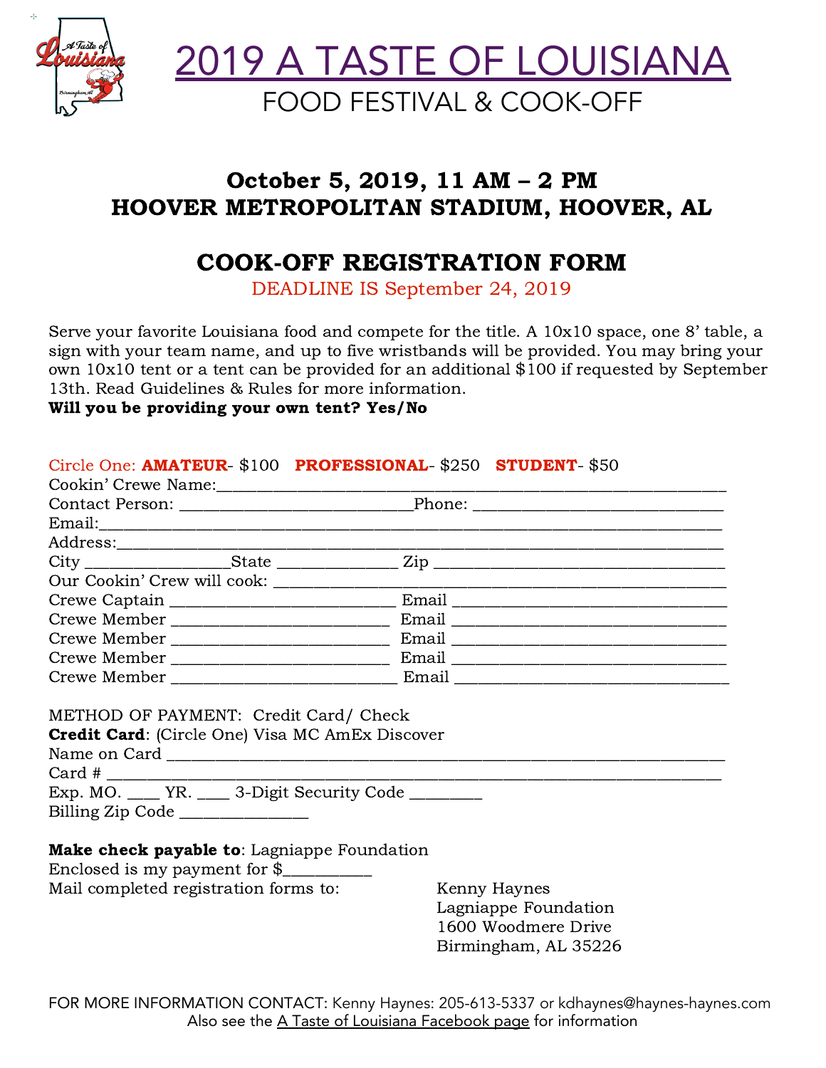# 2019 A TASTE OF LOUISIANA

## FOOD FESTIVAL & COOK-OFF

**October 5, 2019, 11 AM – 2 PM**
**HOOVER METROPOLITAN STADIUM, HOOVER, AL**

## COOK-OFF REGISTRATION FORM

DEADLINE IS September 24, 2019

Serve your favorite Louisiana food and compete for the title. A 10x10 space, one 8' table, a sign with your team name, and up to five wristbands will be provided. You may bring your own 10x10 tent or a tent can be provided for an additional $100 if requested by September 13th. Read Guidelines & Rules for more information.
**Will you be providing your own tent? Yes/No**

Circle One: **AMATEUR**- $100 **PROFESSIONAL**- $250 **STUDENT**- $50

Cookin' Crewe Name:___________________________________________________________

Contact Person: __________________________Phone: ____________________________

Email:__________________________________________________________________

Address:________________________________________________________________

City _______________State _____________ Zip ________________________________

Our Cookin' Crew will cook: ______________________________________________

Crewe Captain ________________________ Email ______________________________

Crewe Member ________________________ Email ______________________________

Crewe Member ________________________ Email ______________________________

Crewe Member ________________________ Email ______________________________

Crewe Member ________________________ Email ______________________________

METHOD OF PAYMENT: Credit Card/ Check

**Credit Card**: (Circle One) Visa MC AmEx Discover

Name on Card ______________________________________________________________

Card # ___________________________________________________________________

Exp. MO. ____ YR. ____ 3-Digit Security Code ________

Billing Zip Code ______________

**Make check payable to**: Lagniappe Foundation

Enclosed is my payment for $__________

Mail completed registration forms to:

Kenny Haynes
Lagniappe Foundation
1600 Woodmere Drive
Birmingham, AL 35226

FOR MORE INFORMATION CONTACT: Kenny Haynes: 205-613-5337 or kdhaynes@haynes-haynes.com
Also see the A Taste of Louisiana Facebook page for information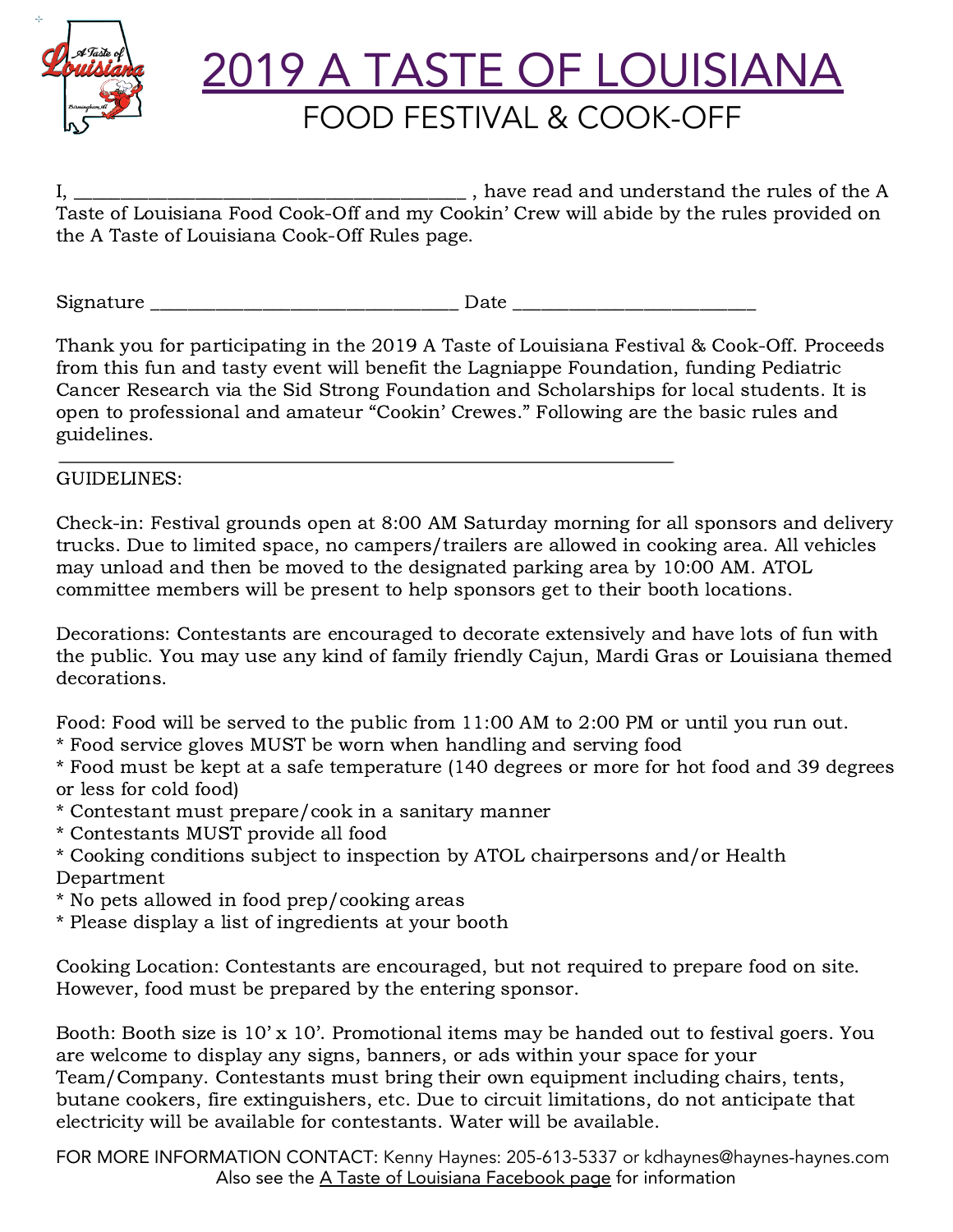# 2019 A TASTE OF LOUISIANA

## FOOD FESTIVAL & COOK-OFF

I, ________________________________________ , have read and understand the rules of the A Taste of Louisiana Food Cook-Off and my Cookin' Crew will abide by the rules provided on the A Taste of Louisiana Cook-Off Rules page.

Signature ________________________________ Date _________________________

Thank you for participating in the 2019 A Taste of Louisiana Festival & Cook-Off. Proceeds from this fun and tasty event will benefit the Lagniappe Foundation, funding Pediatric Cancer Research via the Sid Strong Foundation and Scholarships for local students. It is open to professional and amateur "Cookin' Crewes." Following are the basic rules and guidelines.

---

GUIDELINES:

Check-in: Festival grounds open at 8:00 AM Saturday morning for all sponsors and delivery trucks. Due to limited space, no campers/trailers are allowed in cooking area. All vehicles may unload and then be moved to the designated parking area by 10:00 AM. ATOL committee members will be present to help sponsors get to their booth locations.

Decorations: Contestants are encouraged to decorate extensively and have lots of fun with the public. You may use any kind of family friendly Cajun, Mardi Gras or Louisiana themed decorations.

Food: Food will be served to the public from 11:00 AM to 2:00 PM or until you run out.
* Food service gloves MUST be worn when handling and serving food
* Food must be kept at a safe temperature (140 degrees or more for hot food and 39 degrees or less for cold food)
* Contestant must prepare/cook in a sanitary manner
* Contestants MUST provide all food
* Cooking conditions subject to inspection by ATOL chairpersons and/or Health Department
* No pets allowed in food prep/cooking areas
* Please display a list of ingredients at your booth

Cooking Location: Contestants are encouraged, but not required to prepare food on site. However, food must be prepared by the entering sponsor.

Booth: Booth size is 10' x 10'. Promotional items may be handed out to festival goers. You are welcome to display any signs, banners, or ads within your space for your Team/Company. Contestants must bring their own equipment including chairs, tents, butane cookers, fire extinguishers, etc. Due to circuit limitations, do not anticipate that electricity will be available for contestants. Water will be available.

FOR MORE INFORMATION CONTACT: Kenny Haynes: 205-613-5337 or kdhaynes@haynes-haynes.com
Also see the A Taste of Louisiana Facebook page for information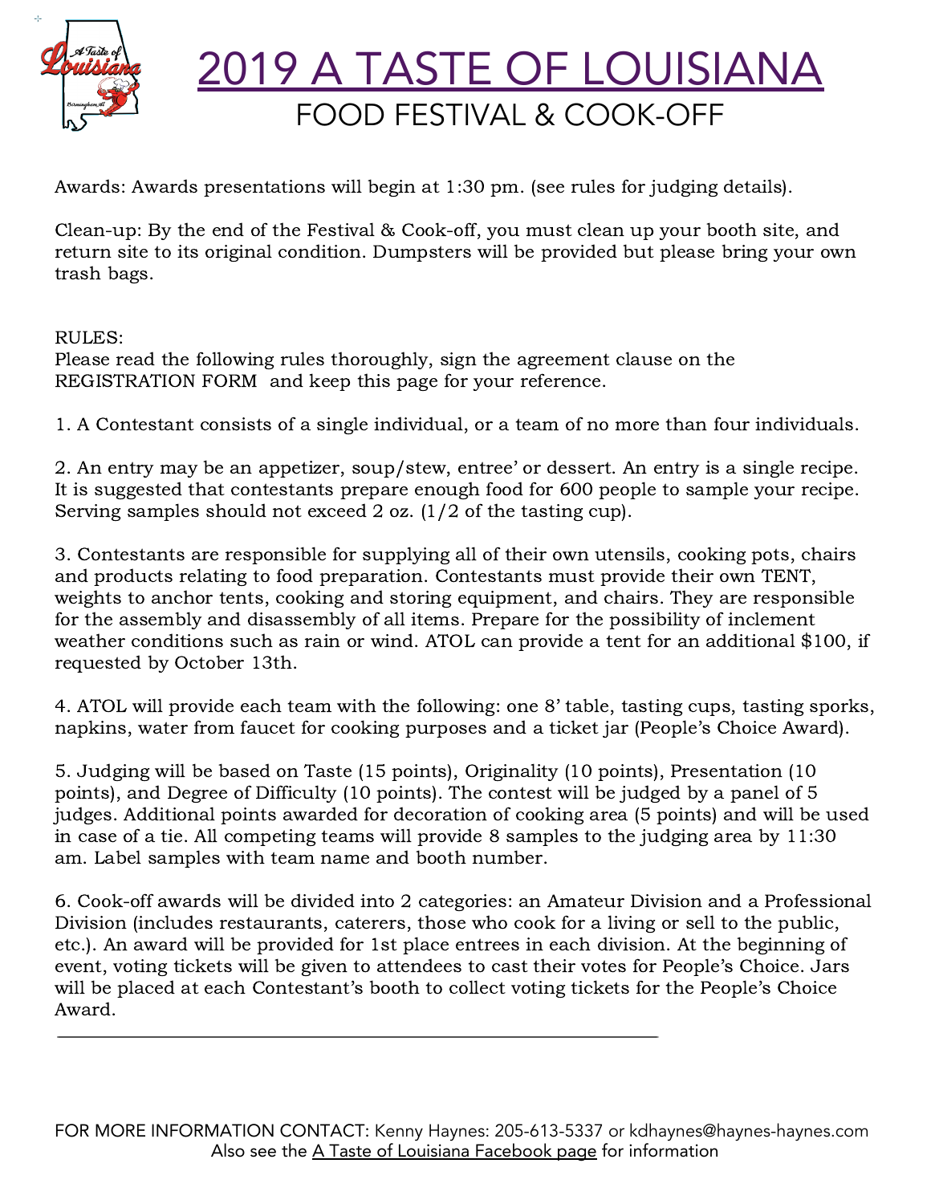# 2019 A TASTE OF LOUISIANA

## FOOD FESTIVAL & COOK-OFF

Awards: Awards presentations will begin at 1:30 pm. (see rules for judging details).

Clean-up: By the end of the Festival & Cook-off, you must clean up your booth site, and return site to its original condition. Dumpsters will be provided but please bring your own trash bags.

RULES:
Please read the following rules thoroughly, sign the agreement clause on the REGISTRATION FORM and keep this page for your reference.

1. A Contestant consists of a single individual, or a team of no more than four individuals.

2. An entry may be an appetizer, soup/stew, entree' or dessert. An entry is a single recipe. It is suggested that contestants prepare enough food for 600 people to sample your recipe. Serving samples should not exceed 2 oz. (1/2 of the tasting cup).

3. Contestants are responsible for supplying all of their own utensils, cooking pots, chairs and products relating to food preparation. Contestants must provide their own TENT, weights to anchor tents, cooking and storing equipment, and chairs. They are responsible for the assembly and disassembly of all items. Prepare for the possibility of inclement weather conditions such as rain or wind. ATOL can provide a tent for an additional $100, if requested by October 13th.

4. ATOL will provide each team with the following: one 8' table, tasting cups, tasting sporks, napkins, water from faucet for cooking purposes and a ticket jar (People's Choice Award).

5. Judging will be based on Taste (15 points), Originality (10 points), Presentation (10 points), and Degree of Difficulty (10 points). The contest will be judged by a panel of 5 judges. Additional points awarded for decoration of cooking area (5 points) and will be used in case of a tie. All competing teams will provide 8 samples to the judging area by 11:30 am. Label samples with team name and booth number.

6. Cook-off awards will be divided into 2 categories: an Amateur Division and a Professional Division (includes restaurants, caterers, those who cook for a living or sell to the public, etc.). An award will be provided for 1st place entrees in each division. At the beginning of event, voting tickets will be given to attendees to cast their votes for People's Choice. Jars will be placed at each Contestant's booth to collect voting tickets for the People's Choice Award.

---

FOR MORE INFORMATION CONTACT: Kenny Haynes: 205-613-5337 or kdhaynes@haynes-haynes.com
Also see the A Taste of Louisiana Facebook page for information